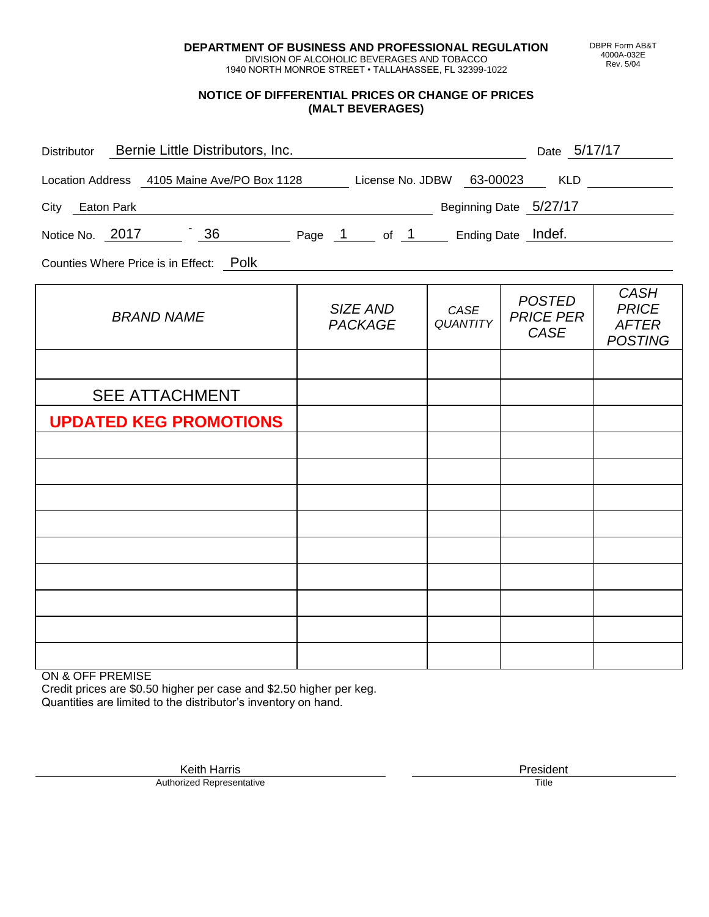**DEPARTMENT OF BUSINESS AND PROFESSIONAL REGULATION**
DIVISION OF ALCOHOLIC BEVERAGES AND TOBACCO
1940 NORTH MONROE STREET • TALLAHASSEE, FL 32399-1022

DBPR Form AB&T
4000A-032E
Rev. 5/04

## NOTICE OF DIFFERENTIAL PRICES OR CHANGE OF PRICES (MALT BEVERAGES)

Distributor: Bernie Little Distributors, Inc. Date: 5/17/17

Location Address: 4105 Maine Ave/PO Box 1128 License No. JDBW: 63-00023 KLD:

City: Eaton Park Beginning Date: 5/27/17

Notice No. 2017 - 36 Page 1 of 1 Ending Date: Indef.

Counties Where Price is in Effect: Polk

| *BRAND NAME* | *SIZE AND PACKAGE* | *CASE QUANTITY* | *POSTED PRICE PER CASE* | *CASH PRICE AFTER POSTING* |
|---|---|---|---|---|
| | | | | |
| SEE ATTACHMENT | | | | |
| **UPDATED KEG PROMOTIONS** | | | | |
| | | | | |
| | | | | |
| | | | | |
| | | | | |
| | | | | |
| | | | | |
| | | | | |
| | | | | |
| | | | | |

ON & OFF PREMISE
Credit prices are $0.50 higher per case and $2.50 higher per keg.
Quantities are limited to the distributor's inventory on hand.

Keith Harris
Authorized Representative

President
Title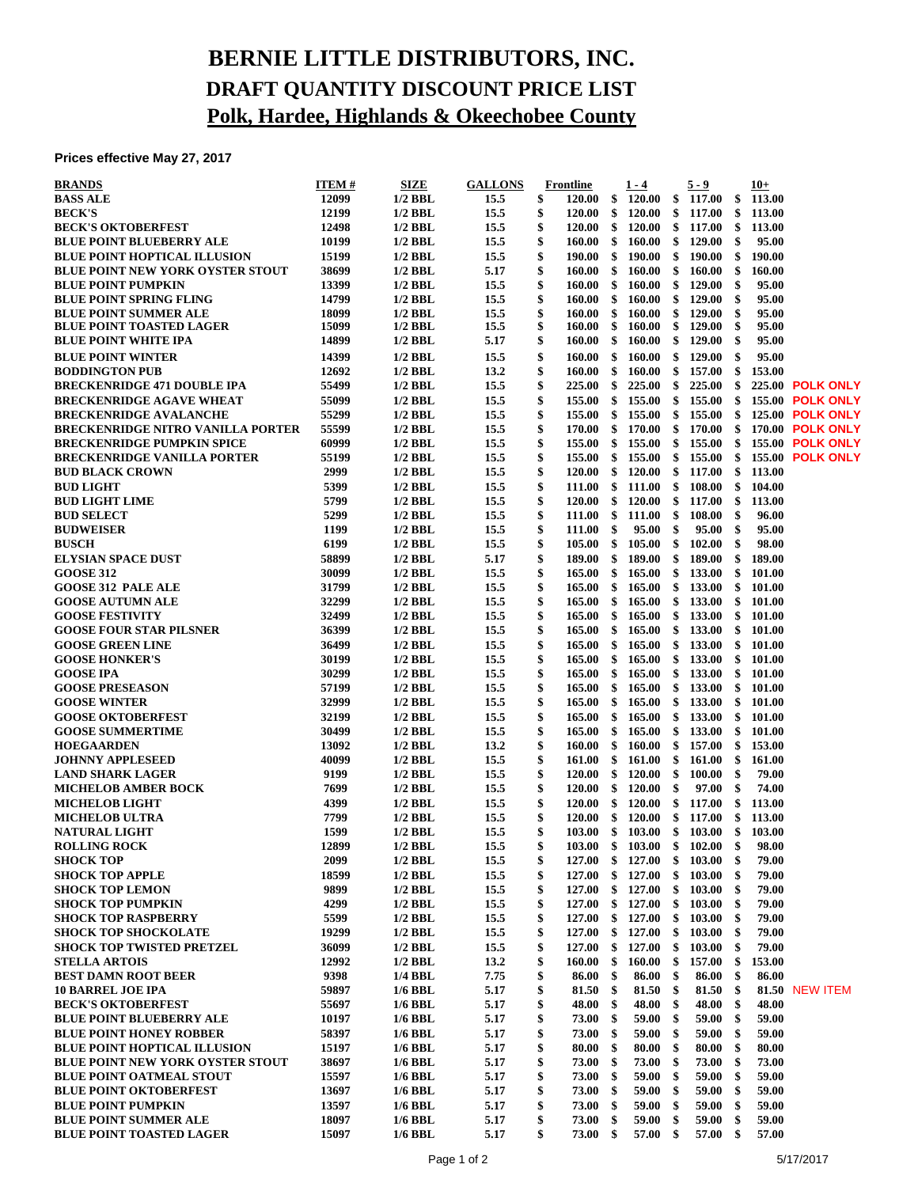# BERNIE LITTLE DISTRIBUTORS, INC.

## DRAFT QUANTITY DISCOUNT PRICE LIST

## Polk, Hardee, Highlands & Okeechobee County

**Prices effective May 27, 2017**

| BRANDS | ITEM # | SIZE | GALLONS | Frontline | 1 - 4 | 5 - 9 | 10+ | |
|---|---|---|---|---|---|---|---|---|
| BASS ALE | 12099 | 1/2 BBL | 15.5 | $ 120.00 | $ 120.00 | $ 117.00 | $ 113.00 | |
| BECK'S | 12199 | 1/2 BBL | 15.5 | $ 120.00 | $ 120.00 | $ 117.00 | $ 113.00 | |
| BECK'S OKTOBERFEST | 12498 | 1/2 BBL | 15.5 | $ 120.00 | $ 120.00 | $ 117.00 | $ 113.00 | |
| BLUE POINT BLUEBERRY ALE | 10199 | 1/2 BBL | 15.5 | $ 160.00 | $ 160.00 | $ 129.00 | $ 95.00 | |
| BLUE POINT HOPTICAL ILLUSION | 15199 | 1/2 BBL | 15.5 | $ 190.00 | $ 190.00 | $ 190.00 | $ 190.00 | |
| BLUE POINT NEW YORK OYSTER STOUT | 38699 | 1/2 BBL | 5.17 | $ 160.00 | $ 160.00 | $ 160.00 | $ 160.00 | |
| BLUE POINT PUMPKIN | 13399 | 1/2 BBL | 15.5 | $ 160.00 | $ 160.00 | $ 129.00 | $ 95.00 | |
| BLUE POINT SPRING FLING | 14799 | 1/2 BBL | 15.5 | $ 160.00 | $ 160.00 | $ 129.00 | $ 95.00 | |
| BLUE POINT SUMMER ALE | 18099 | 1/2 BBL | 15.5 | $ 160.00 | $ 160.00 | $ 129.00 | $ 95.00 | |
| BLUE POINT TOASTED LAGER | 15099 | 1/2 BBL | 15.5 | $ 160.00 | $ 160.00 | $ 129.00 | $ 95.00 | |
| BLUE POINT WHITE IPA | 14899 | 1/2 BBL | 5.17 | $ 160.00 | $ 160.00 | $ 129.00 | $ 95.00 | |
| BLUE POINT WINTER | 14399 | 1/2 BBL | 15.5 | $ 160.00 | $ 160.00 | $ 129.00 | $ 95.00 | |
| BODDINGTON PUB | 12692 | 1/2 BBL | 13.2 | $ 160.00 | $ 160.00 | $ 157.00 | $ 153.00 | |
| BRECKENRIDGE 471 DOUBLE IPA | 55499 | 1/2 BBL | 15.5 | $ 225.00 | $ 225.00 | $ 225.00 | $ 225.00 | POLK ONLY |
| BRECKENRIDGE AGAVE WHEAT | 55099 | 1/2 BBL | 15.5 | $ 155.00 | $ 155.00 | $ 155.00 | $ 155.00 | POLK ONLY |
| BRECKENRIDGE AVALANCHE | 55299 | 1/2 BBL | 15.5 | $ 155.00 | $ 155.00 | $ 155.00 | $ 125.00 | POLK ONLY |
| BRECKENRIDGE NITRO VANILLA PORTER | 55599 | 1/2 BBL | 15.5 | $ 170.00 | $ 170.00 | $ 170.00 | $ 170.00 | POLK ONLY |
| BRECKENRIDGE PUMPKIN SPICE | 60999 | 1/2 BBL | 15.5 | $ 155.00 | $ 155.00 | $ 155.00 | $ 155.00 | POLK ONLY |
| BRECKENRIDGE VANILLA PORTER | 55199 | 1/2 BBL | 15.5 | $ 155.00 | $ 155.00 | $ 155.00 | $ 155.00 | POLK ONLY |
| BUD BLACK CROWN | 2999 | 1/2 BBL | 15.5 | $ 120.00 | $ 120.00 | $ 117.00 | $ 113.00 | |
| BUD LIGHT | 5399 | 1/2 BBL | 15.5 | $ 111.00 | $ 111.00 | $ 108.00 | $ 104.00 | |
| BUD LIGHT LIME | 5799 | 1/2 BBL | 15.5 | $ 120.00 | $ 120.00 | $ 117.00 | $ 113.00 | |
| BUD SELECT | 5299 | 1/2 BBL | 15.5 | $ 111.00 | $ 111.00 | $ 108.00 | $ 96.00 | |
| BUDWEISER | 1199 | 1/2 BBL | 15.5 | $ 111.00 | $ 95.00 | $ 95.00 | $ 95.00 | |
| BUSCH | 6199 | 1/2 BBL | 15.5 | $ 105.00 | $ 105.00 | $ 102.00 | $ 98.00 | |
| ELYSIAN SPACE DUST | 58899 | 1/2 BBL | 5.17 | $ 189.00 | $ 189.00 | $ 189.00 | $ 189.00 | |
| GOOSE 312 | 30099 | 1/2 BBL | 15.5 | $ 165.00 | $ 165.00 | $ 133.00 | $ 101.00 | |
| GOOSE 312 PALE ALE | 31799 | 1/2 BBL | 15.5 | $ 165.00 | $ 165.00 | $ 133.00 | $ 101.00 | |
| GOOSE AUTUMN ALE | 32299 | 1/2 BBL | 15.5 | $ 165.00 | $ 165.00 | $ 133.00 | $ 101.00 | |
| GOOSE FESTIVITY | 32499 | 1/2 BBL | 15.5 | $ 165.00 | $ 165.00 | $ 133.00 | $ 101.00 | |
| GOOSE FOUR STAR PILSNER | 36399 | 1/2 BBL | 15.5 | $ 165.00 | $ 165.00 | $ 133.00 | $ 101.00 | |
| GOOSE GREEN LINE | 36499 | 1/2 BBL | 15.5 | $ 165.00 | $ 165.00 | $ 133.00 | $ 101.00 | |
| GOOSE HONKER'S | 30199 | 1/2 BBL | 15.5 | $ 165.00 | $ 165.00 | $ 133.00 | $ 101.00 | |
| GOOSE IPA | 30299 | 1/2 BBL | 15.5 | $ 165.00 | $ 165.00 | $ 133.00 | $ 101.00 | |
| GOOSE PRESEASON | 57199 | 1/2 BBL | 15.5 | $ 165.00 | $ 165.00 | $ 133.00 | $ 101.00 | |
| GOOSE WINTER | 32999 | 1/2 BBL | 15.5 | $ 165.00 | $ 165.00 | $ 133.00 | $ 101.00 | |
| GOOSE OKTOBERFEST | 32199 | 1/2 BBL | 15.5 | $ 165.00 | $ 165.00 | $ 133.00 | $ 101.00 | |
| GOOSE SUMMERTIME | 30499 | 1/2 BBL | 15.5 | $ 165.00 | $ 165.00 | $ 133.00 | $ 101.00 | |
| HOEGAARDEN | 13092 | 1/2 BBL | 13.2 | $ 160.00 | $ 160.00 | $ 157.00 | $ 153.00 | |
| JOHNNY APPLESEED | 40099 | 1/2 BBL | 15.5 | $ 161.00 | $ 161.00 | $ 161.00 | $ 161.00 | |
| LAND SHARK LAGER | 9199 | 1/2 BBL | 15.5 | $ 120.00 | $ 120.00 | $ 100.00 | $ 79.00 | |
| MICHELOB AMBER BOCK | 7699 | 1/2 BBL | 15.5 | $ 120.00 | $ 120.00 | $ 97.00 | $ 74.00 | |
| MICHELOB LIGHT | 4399 | 1/2 BBL | 15.5 | $ 120.00 | $ 120.00 | $ 117.00 | $ 113.00 | |
| MICHELOB ULTRA | 7799 | 1/2 BBL | 15.5 | $ 120.00 | $ 120.00 | $ 117.00 | $ 113.00 | |
| NATURAL LIGHT | 1599 | 1/2 BBL | 15.5 | $ 103.00 | $ 103.00 | $ 103.00 | $ 103.00 | |
| ROLLING ROCK | 12899 | 1/2 BBL | 15.5 | $ 103.00 | $ 103.00 | $ 102.00 | $ 98.00 | |
| SHOCK TOP | 2099 | 1/2 BBL | 15.5 | $ 127.00 | $ 127.00 | $ 103.00 | $ 79.00 | |
| SHOCK TOP APPLE | 18599 | 1/2 BBL | 15.5 | $ 127.00 | $ 127.00 | $ 103.00 | $ 79.00 | |
| SHOCK TOP LEMON | 9899 | 1/2 BBL | 15.5 | $ 127.00 | $ 127.00 | $ 103.00 | $ 79.00 | |
| SHOCK TOP PUMPKIN | 4299 | 1/2 BBL | 15.5 | $ 127.00 | $ 127.00 | $ 103.00 | $ 79.00 | |
| SHOCK TOP RASPBERRY | 5599 | 1/2 BBL | 15.5 | $ 127.00 | $ 127.00 | $ 103.00 | $ 79.00 | |
| SHOCK TOP SHOCKOLATE | 19299 | 1/2 BBL | 15.5 | $ 127.00 | $ 127.00 | $ 103.00 | $ 79.00 | |
| SHOCK TOP TWISTED PRETZEL | 36099 | 1/2 BBL | 15.5 | $ 127.00 | $ 127.00 | $ 103.00 | $ 79.00 | |
| STELLA ARTOIS | 12992 | 1/2 BBL | 13.2 | $ 160.00 | $ 160.00 | $ 157.00 | $ 153.00 | |
| BEST DAMN ROOT BEER | 9398 | 1/4 BBL | 7.75 | $ 86.00 | $ 86.00 | $ 86.00 | $ 86.00 | |
| 10 BARREL JOE IPA | 59897 | 1/6 BBL | 5.17 | $ 81.50 | $ 81.50 | $ 81.50 | $ 81.50 | NEW ITEM |
| BECK'S OKTOBERFEST | 55697 | 1/6 BBL | 5.17 | $ 48.00 | $ 48.00 | $ 48.00 | $ 48.00 | |
| BLUE POINT BLUEBERRY ALE | 10197 | 1/6 BBL | 5.17 | $ 73.00 | $ 59.00 | $ 59.00 | $ 59.00 | |
| BLUE POINT HONEY ROBBER | 58397 | 1/6 BBL | 5.17 | $ 73.00 | $ 59.00 | $ 59.00 | $ 59.00 | |
| BLUE POINT HOPTICAL ILLUSION | 15197 | 1/6 BBL | 5.17 | $ 80.00 | $ 80.00 | $ 80.00 | $ 80.00 | |
| BLUE POINT NEW YORK OYSTER STOUT | 38697 | 1/6 BBL | 5.17 | $ 73.00 | $ 73.00 | $ 73.00 | $ 73.00 | |
| BLUE POINT OATMEAL STOUT | 15597 | 1/6 BBL | 5.17 | $ 73.00 | $ 59.00 | $ 59.00 | $ 59.00 | |
| BLUE POINT OKTOBERFEST | 13697 | 1/6 BBL | 5.17 | $ 73.00 | $ 59.00 | $ 59.00 | $ 59.00 | |
| BLUE POINT PUMPKIN | 13597 | 1/6 BBL | 5.17 | $ 73.00 | $ 59.00 | $ 59.00 | $ 59.00 | |
| BLUE POINT SUMMER ALE | 18097 | 1/6 BBL | 5.17 | $ 73.00 | $ 59.00 | $ 59.00 | $ 59.00 | |
| BLUE POINT TOASTED LAGER | 15097 | 1/6 BBL | 5.17 | $ 73.00 | $ 57.00 | $ 57.00 | $ 57.00 | |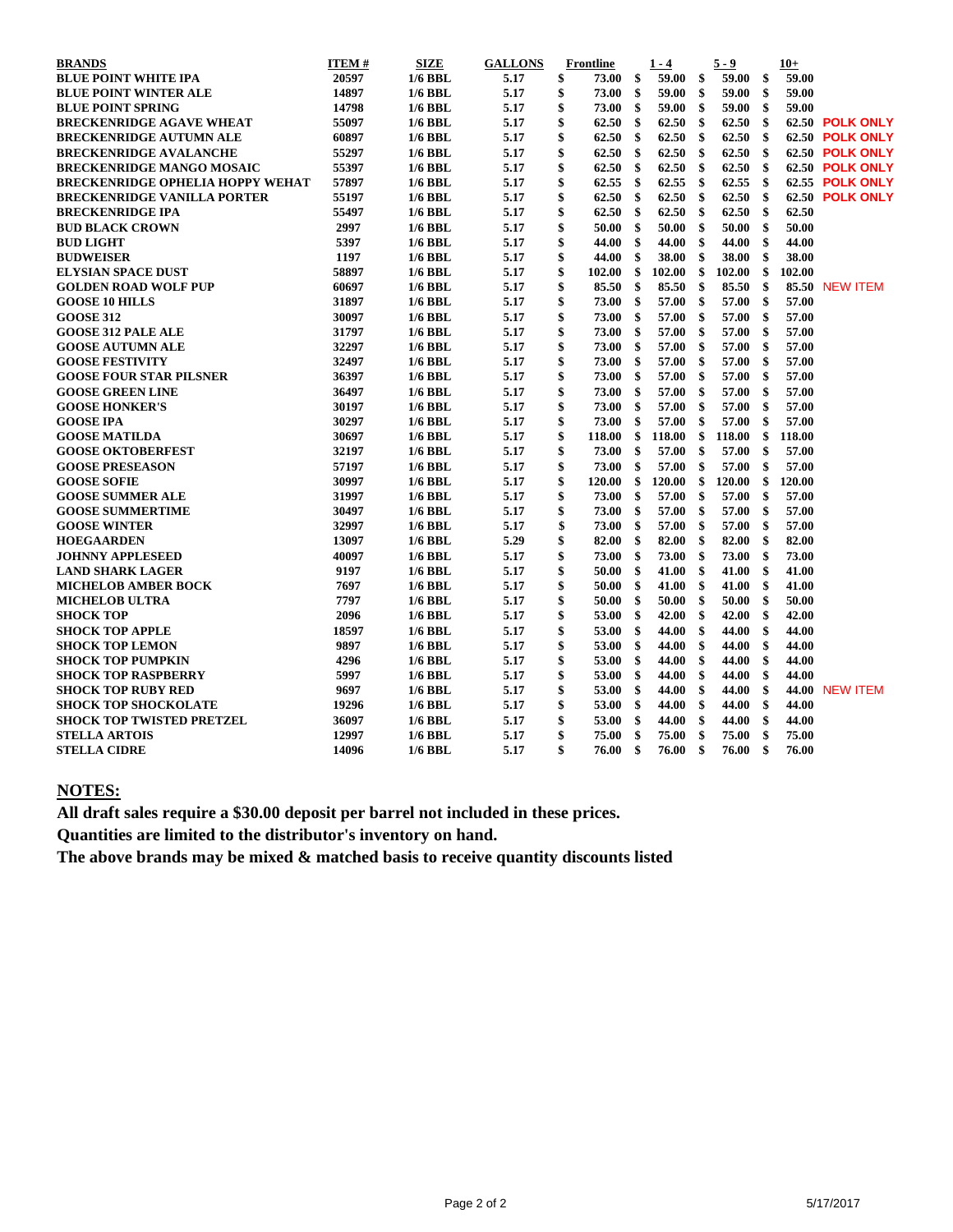| BRANDS | ITEM # | SIZE | GALLONS | Frontline | 1 - 4 | 5 - 9 | 10+ | |
|---|---|---|---|---|---|---|---|---|
| BLUE POINT WHITE IPA | 20597 | 1/6 BBL | 5.17 | $ 73.00 | $ 59.00 | $ 59.00 | $ 59.00 | |
| BLUE POINT WINTER ALE | 14897 | 1/6 BBL | 5.17 | $ 73.00 | $ 59.00 | $ 59.00 | $ 59.00 | |
| BLUE POINT SPRING | 14798 | 1/6 BBL | 5.17 | $ 73.00 | $ 59.00 | $ 59.00 | $ 59.00 | |
| BRECKENRIDGE AGAVE WHEAT | 55097 | 1/6 BBL | 5.17 | $ 62.50 | $ 62.50 | $ 62.50 | $ 62.50 | POLK ONLY |
| BRECKENRIDGE AUTUMN ALE | 60897 | 1/6 BBL | 5.17 | $ 62.50 | $ 62.50 | $ 62.50 | $ 62.50 | POLK ONLY |
| BRECKENRIDGE AVALANCHE | 55297 | 1/6 BBL | 5.17 | $ 62.50 | $ 62.50 | $ 62.50 | $ 62.50 | POLK ONLY |
| BRECKENRIDGE MANGO MOSAIC | 55397 | 1/6 BBL | 5.17 | $ 62.50 | $ 62.50 | $ 62.50 | $ 62.50 | POLK ONLY |
| BRECKENRIDGE OPHELIA HOPPY WEHAT | 57897 | 1/6 BBL | 5.17 | $ 62.55 | $ 62.55 | $ 62.55 | $ 62.55 | POLK ONLY |
| BRECKENRIDGE VANILLA PORTER | 55197 | 1/6 BBL | 5.17 | $ 62.50 | $ 62.50 | $ 62.50 | $ 62.50 | POLK ONLY |
| BRECKENRIDGE IPA | 55497 | 1/6 BBL | 5.17 | $ 62.50 | $ 62.50 | $ 62.50 | $ 62.50 | |
| BUD BLACK CROWN | 2997 | 1/6 BBL | 5.17 | $ 50.00 | $ 50.00 | $ 50.00 | $ 50.00 | |
| BUD LIGHT | 5397 | 1/6 BBL | 5.17 | $ 44.00 | $ 44.00 | $ 44.00 | $ 44.00 | |
| BUDWEISER | 1197 | 1/6 BBL | 5.17 | $ 44.00 | $ 38.00 | $ 38.00 | $ 38.00 | |
| ELYSIAN SPACE DUST | 58897 | 1/6 BBL | 5.17 | $ 102.00 | $ 102.00 | $ 102.00 | $ 102.00 | |
| GOLDEN ROAD WOLF PUP | 60697 | 1/6 BBL | 5.17 | $ 85.50 | $ 85.50 | $ 85.50 | $ 85.50 | NEW ITEM |
| GOOSE 10 HILLS | 31897 | 1/6 BBL | 5.17 | $ 73.00 | $ 57.00 | $ 57.00 | $ 57.00 | |
| GOOSE 312 | 30097 | 1/6 BBL | 5.17 | $ 73.00 | $ 57.00 | $ 57.00 | $ 57.00 | |
| GOOSE 312 PALE ALE | 31797 | 1/6 BBL | 5.17 | $ 73.00 | $ 57.00 | $ 57.00 | $ 57.00 | |
| GOOSE AUTUMN ALE | 32297 | 1/6 BBL | 5.17 | $ 73.00 | $ 57.00 | $ 57.00 | $ 57.00 | |
| GOOSE FESTIVITY | 32497 | 1/6 BBL | 5.17 | $ 73.00 | $ 57.00 | $ 57.00 | $ 57.00 | |
| GOOSE FOUR STAR PILSNER | 36397 | 1/6 BBL | 5.17 | $ 73.00 | $ 57.00 | $ 57.00 | $ 57.00 | |
| GOOSE GREEN LINE | 36497 | 1/6 BBL | 5.17 | $ 73.00 | $ 57.00 | $ 57.00 | $ 57.00 | |
| GOOSE HONKER'S | 30197 | 1/6 BBL | 5.17 | $ 73.00 | $ 57.00 | $ 57.00 | $ 57.00 | |
| GOOSE IPA | 30297 | 1/6 BBL | 5.17 | $ 73.00 | $ 57.00 | $ 57.00 | $ 57.00 | |
| GOOSE MATILDA | 30697 | 1/6 BBL | 5.17 | $ 118.00 | $ 118.00 | $ 118.00 | $ 118.00 | |
| GOOSE OKTOBERFEST | 32197 | 1/6 BBL | 5.17 | $ 73.00 | $ 57.00 | $ 57.00 | $ 57.00 | |
| GOOSE PRESEASON | 57197 | 1/6 BBL | 5.17 | $ 73.00 | $ 57.00 | $ 57.00 | $ 57.00 | |
| GOOSE SOFIE | 30997 | 1/6 BBL | 5.17 | $ 120.00 | $ 120.00 | $ 120.00 | $ 120.00 | |
| GOOSE SUMMER ALE | 31997 | 1/6 BBL | 5.17 | $ 73.00 | $ 57.00 | $ 57.00 | $ 57.00 | |
| GOOSE SUMMERTIME | 30497 | 1/6 BBL | 5.17 | $ 73.00 | $ 57.00 | $ 57.00 | $ 57.00 | |
| GOOSE WINTER | 32997 | 1/6 BBL | 5.17 | $ 73.00 | $ 57.00 | $ 57.00 | $ 57.00 | |
| HOEGAARDEN | 13097 | 1/6 BBL | 5.29 | $ 82.00 | $ 82.00 | $ 82.00 | $ 82.00 | |
| JOHNNY APPLESEED | 40097 | 1/6 BBL | 5.17 | $ 73.00 | $ 73.00 | $ 73.00 | $ 73.00 | |
| LAND SHARK LAGER | 9197 | 1/6 BBL | 5.17 | $ 50.00 | $ 41.00 | $ 41.00 | $ 41.00 | |
| MICHELOB AMBER BOCK | 7697 | 1/6 BBL | 5.17 | $ 50.00 | $ 41.00 | $ 41.00 | $ 41.00 | |
| MICHELOB ULTRA | 7797 | 1/6 BBL | 5.17 | $ 50.00 | $ 50.00 | $ 50.00 | $ 50.00 | |
| SHOCK TOP | 2096 | 1/6 BBL | 5.17 | $ 53.00 | $ 42.00 | $ 42.00 | $ 42.00 | |
| SHOCK TOP APPLE | 18597 | 1/6 BBL | 5.17 | $ 53.00 | $ 44.00 | $ 44.00 | $ 44.00 | |
| SHOCK TOP LEMON | 9897 | 1/6 BBL | 5.17 | $ 53.00 | $ 44.00 | $ 44.00 | $ 44.00 | |
| SHOCK TOP PUMPKIN | 4296 | 1/6 BBL | 5.17 | $ 53.00 | $ 44.00 | $ 44.00 | $ 44.00 | |
| SHOCK TOP RASPBERRY | 5997 | 1/6 BBL | 5.17 | $ 53.00 | $ 44.00 | $ 44.00 | $ 44.00 | |
| SHOCK TOP RUBY RED | 9697 | 1/6 BBL | 5.17 | $ 53.00 | $ 44.00 | $ 44.00 | $ 44.00 | NEW ITEM |
| SHOCK TOP SHOCKOLATE | 19296 | 1/6 BBL | 5.17 | $ 53.00 | $ 44.00 | $ 44.00 | $ 44.00 | |
| SHOCK TOP TWISTED PRETZEL | 36097 | 1/6 BBL | 5.17 | $ 53.00 | $ 44.00 | $ 44.00 | $ 44.00 | |
| STELLA ARTOIS | 12997 | 1/6 BBL | 5.17 | $ 75.00 | $ 75.00 | $ 75.00 | $ 75.00 | |
| STELLA CIDRE | 14096 | 1/6 BBL | 5.17 | $ 76.00 | $ 76.00 | $ 76.00 | $ 76.00 | |

## NOTES:

**All draft sales require a $30.00 deposit per barrel not included in these prices.**

**Quantities are limited to the distributor's inventory on hand.**

**The above brands may be mixed & matched basis to receive quantity discounts listed**

5/17/2017